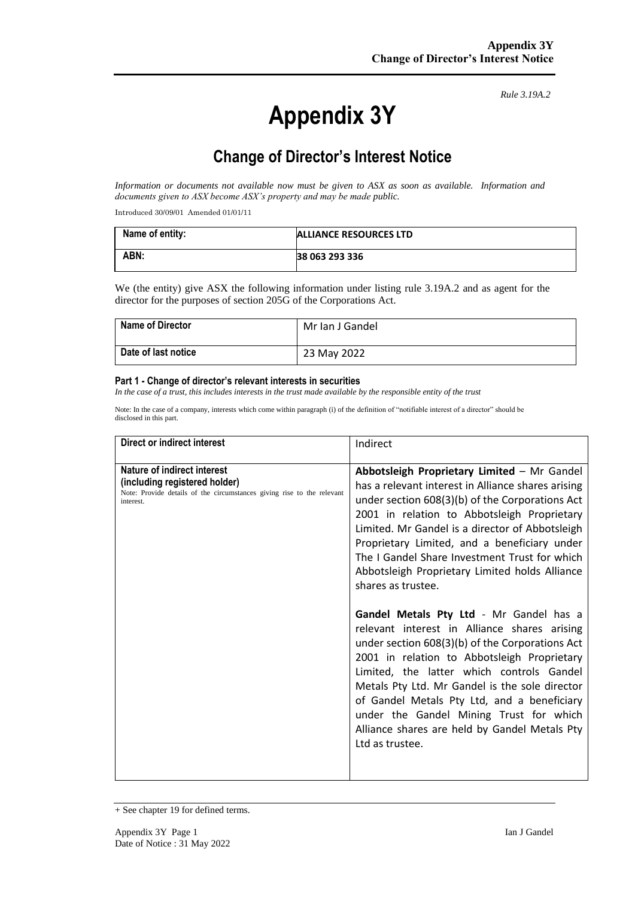*Rule 3.19A.2*

# Appendix 3Y

## Change of Director's Interest Notice

*Information or documents not available now must be given to ASX as soon as available. Information and documents given to ASX become ASX's property and may be made public.*

Introduced 30/09/01 Amended 01/01/11

| Name of entity: | **ALLIANCE RESOURCES LTD** |
|---|---|
| **ABN:** | **38 063 293 336** |

We (the entity) give ASX the following information under listing rule 3.19A.2 and as agent for the director for the purposes of section 205G of the Corporations Act.

| Name of Director | Mr Ian J Gandel |
|---|---|
| **Date of last notice** | 23 May 2022 |

**Part 1 - Change of director's relevant interests in securities**

*In the case of a trust, this includes interests in the trust made available by the responsible entity of the trust*

Note: In the case of a company, interests which come within paragraph (i) of the definition of "notifiable interest of a director" should be disclosed in this part.

| Direct or indirect interest | Indirect |
|---|---|
| **Nature of indirect interest (including registered holder)** Note: Provide details of the circumstances giving rise to the relevant interest. | **Abbotsleigh Proprietary Limited** – Mr Gandel has a relevant interest in Alliance shares arising under section 608(3)(b) of the Corporations Act 2001 in relation to Abbotsleigh Proprietary Limited. Mr Gandel is a director of Abbotsleigh Proprietary Limited, and a beneficiary under The I Gandel Share Investment Trust for which Abbotsleigh Proprietary Limited holds Alliance shares as trustee.<br><br>**Gandel Metals Pty Ltd** - Mr Gandel has a relevant interest in Alliance shares arising under section 608(3)(b) of the Corporations Act 2001 in relation to Abbotsleigh Proprietary Limited, the latter which controls Gandel Metals Pty Ltd. Mr Gandel is the sole director of Gandel Metals Pty Ltd, and a beneficiary under the Gandel Mining Trust for which Alliance shares are held by Gandel Metals Pty Ltd as trustee. |

+ See chapter 19 for defined terms.

Date of Notice : 31 May 2022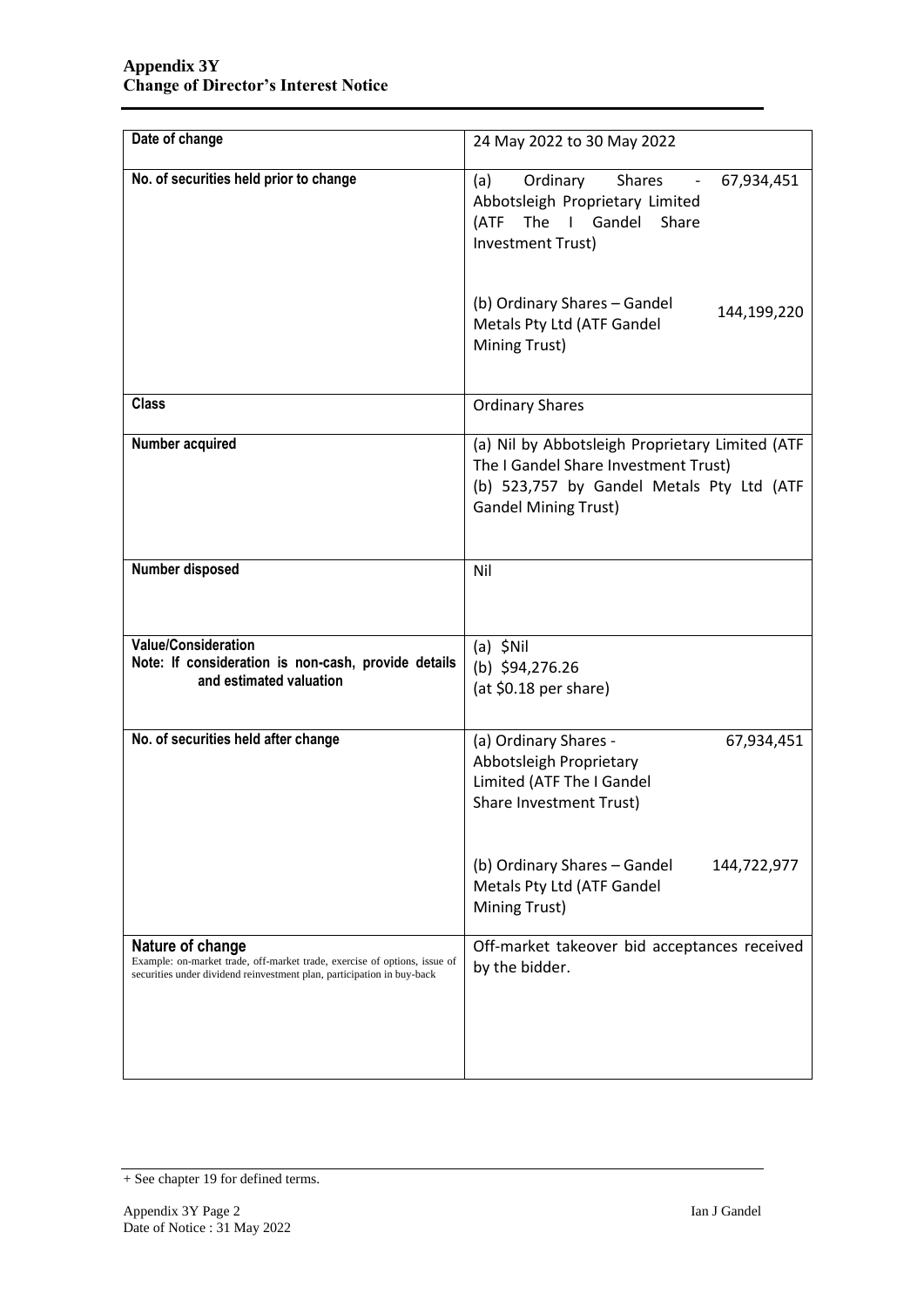| Date of change | 24 May 2022 to 30 May 2022 |
|---|---|
| **No. of securities held prior to change** | (a) Ordinary Shares - Abbotsleigh Proprietary Limited (ATF The I Gandel Share Investment Trust) 67,934,451<br><br>(b) Ordinary Shares – Gandel Metals Pty Ltd (ATF Gandel Mining Trust) 144,199,220 |
| **Class** | Ordinary Shares |
| **Number acquired** | (a) Nil by Abbotsleigh Proprietary Limited (ATF The I Gandel Share Investment Trust)<br>(b) 523,757 by Gandel Metals Pty Ltd (ATF Gandel Mining Trust) |
| **Number disposed** | Nil |
| **Value/Consideration**<br>**Note: If consideration is non-cash, provide details and estimated valuation** | (a) $Nil<br>(b) $94,276.26<br>(at $0.18 per share) |
| **No. of securities held after change** | (a) Ordinary Shares - Abbotsleigh Proprietary Limited (ATF The I Gandel Share Investment Trust) 67,934,451<br><br>(b) Ordinary Shares – Gandel Metals Pty Ltd (ATF Gandel Mining Trust) 144,722,977 |
| **Nature of change**<br>Example: on-market trade, off-market trade, exercise of options, issue of securities under dividend reinvestment plan, participation in buy-back | Off-market takeover bid acceptances received by the bidder. |

+ See chapter 19 for defined terms.

Ian J Gandel

Date of Notice : 31 May 2022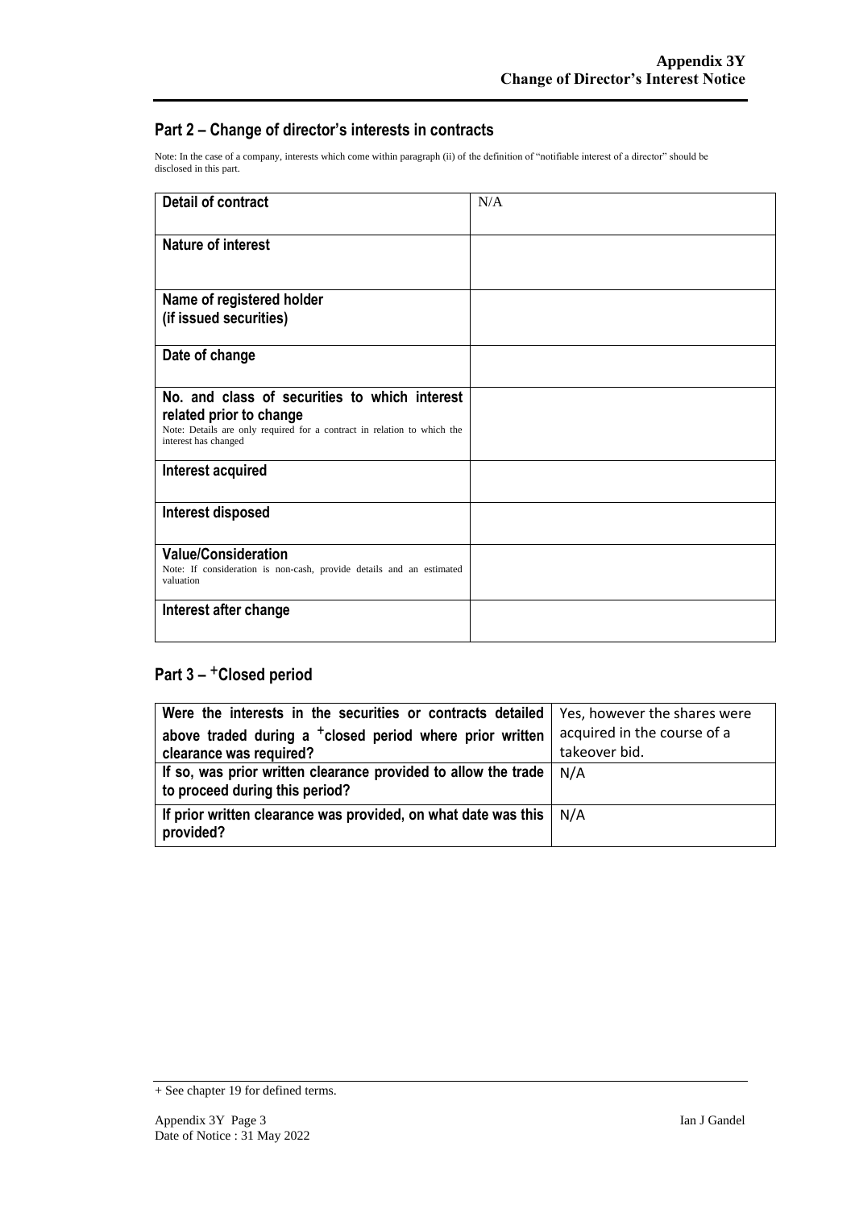## Part 2 – Change of director's interests in contracts

Note: In the case of a company, interests which come within paragraph (ii) of the definition of "notifiable interest of a director" should be disclosed in this part.

| | |
|---|---|
| **Detail of contract** | N/A |
| **Nature of interest** | |
| **Name of registered holder (if issued securities)** | |
| **Date of change** | |
| **No. and class of securities to which interest related prior to change** Note: Details are only required for a contract in relation to which the interest has changed | |
| **Interest acquired** | |
| **Interest disposed** | |
| **Value/Consideration** Note: If consideration is non-cash, provide details and an estimated valuation | |
| **Interest after change** | |

## Part 3 – +Closed period

| | |
|---|---|
| **Were the interests in the securities or contracts detailed above traded during a +closed period where prior written clearance was required?** | Yes, however the shares were acquired in the course of a takeover bid. |
| **If so, was prior written clearance provided to allow the trade to proceed during this period?** | N/A |
| **If prior written clearance was provided, on what date was this provided?** | N/A |

+ See chapter 19 for defined terms.

Date of Notice : 31 May 2022